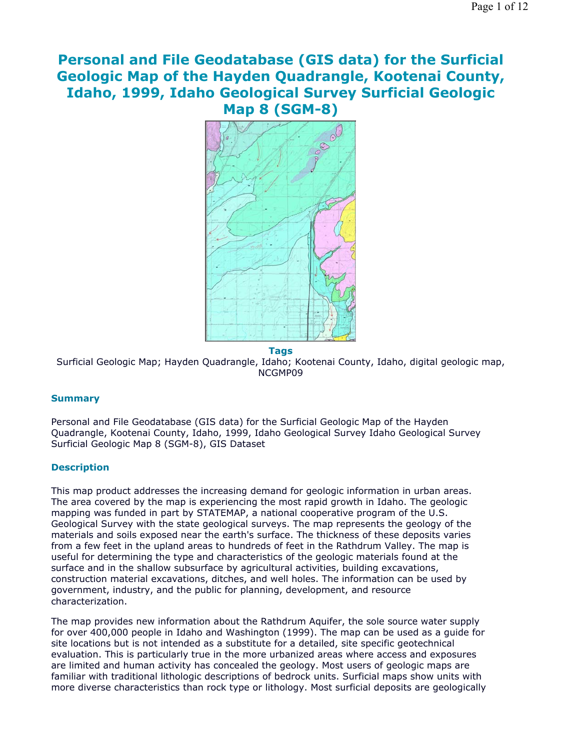# Personal and File Geodatabase (GIS data) for the Surficial Geologic Map of the Hayden Quadrangle, Kootenai County, Idaho, 1999, Idaho Geological Survey Surficial Geologic Map 8 (SGM-8)

### Tags

Surficial Geologic Map; Hayden Quadrangle, Idaho; Kootenai County, Idaho, digital geologic map, NCGMP09

### Summary

Personal and File Geodatabase (GIS data) for the Surficial Geologic Map of the Hayden Quadrangle, Kootenai County, Idaho, 1999, Idaho Geological Survey Idaho Geological Survey Surficial Geologic Map 8 (SGM-8), GIS Dataset

### Description

This map product addresses the increasing demand for geologic information in urban areas. The area covered by the map is experiencing the most rapid growth in Idaho. The geologic mapping was funded in part by STATEMAP, a national cooperative program of the U.S. Geological Survey with the state geological surveys. The map represents the geology of the materials and soils exposed near the earth's surface. The thickness of these deposits varies from a few feet in the upland areas to hundreds of feet in the Rathdrum Valley. The map is useful for determining the type and characteristics of the geologic materials found at the surface and in the shallow subsurface by agricultural activities, building excavations, construction material excavations, ditches, and well holes. The information can be used by government, industry, and the public for planning, development, and resource characterization.

The map provides new information about the Rathdrum Aquifer, the sole source water supply for over 400,000 people in Idaho and Washington (1999). The map can be used as a guide for site locations but is not intended as a substitute for a detailed, site specific geotechnical evaluation. This is particularly true in the more urbanized areas where access and exposures are limited and human activity has concealed the geology. Most users of geologic maps are familiar with traditional lithologic descriptions of bedrock units. Surficial maps show units with more diverse characteristics than rock type or lithology. Most surficial deposits are geologically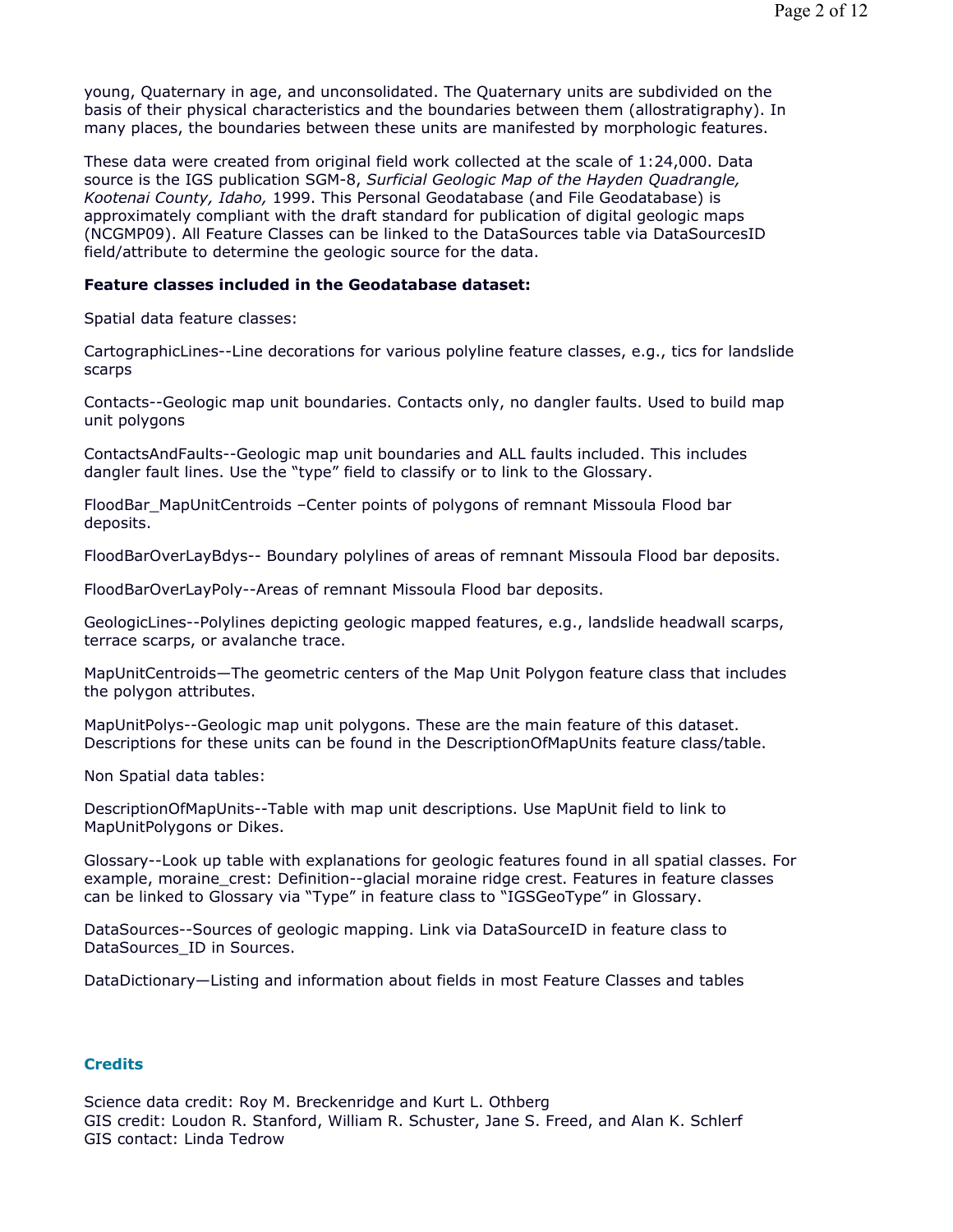young, Quaternary in age, and unconsolidated. The Quaternary units are subdivided on the basis of their physical characteristics and the boundaries between them (allostratigraphy). In many places, the boundaries between these units are manifested by morphologic features.

These data were created from original field work collected at the scale of 1:24,000. Data source is the IGS publication SGM-8, *Surficial Geologic Map of the Hayden Quadrangle, Kootenai County, Idaho,* 1999. This Personal Geodatabase (and File Geodatabase) is approximately compliant with the draft standard for publication of digital geologic maps (NCGMP09). All Feature Classes can be linked to the DataSources table via DataSourcesID field/attribute to determine the geologic source for the data.

**Feature classes included in the Geodatabase dataset:**

Spatial data feature classes:

CartographicLines--Line decorations for various polyline feature classes, e.g., tics for landslide scarps

Contacts--Geologic map unit boundaries. Contacts only, no dangler faults. Used to build map unit polygons

ContactsAndFaults--Geologic map unit boundaries and ALL faults included. This includes dangler fault lines. Use the "type" field to classify or to link to the Glossary.

FloodBar_MapUnitCentroids –Center points of polygons of remnant Missoula Flood bar deposits.

FloodBarOverLayBdys-- Boundary polylines of areas of remnant Missoula Flood bar deposits.

FloodBarOverLayPoly--Areas of remnant Missoula Flood bar deposits.

GeologicLines--Polylines depicting geologic mapped features, e.g., landslide headwall scarps, terrace scarps, or avalanche trace.

MapUnitCentroids—The geometric centers of the Map Unit Polygon feature class that includes the polygon attributes.

MapUnitPolys--Geologic map unit polygons. These are the main feature of this dataset. Descriptions for these units can be found in the DescriptionOfMapUnits feature class/table.

Non Spatial data tables:

DescriptionOfMapUnits--Table with map unit descriptions. Use MapUnit field to link to MapUnitPolygons or Dikes.

Glossary--Look up table with explanations for geologic features found in all spatial classes. For example, moraine_crest: Definition--glacial moraine ridge crest. Features in feature classes can be linked to Glossary via "Type" in feature class to "IGSGeoType" in Glossary.

DataSources--Sources of geologic mapping. Link via DataSourceID in feature class to DataSources_ID in Sources.

DataDictionary—Listing and information about fields in most Feature Classes and tables

## Credits

Science data credit: Roy M. Breckenridge and Kurt L. Othberg
GIS credit: Loudon R. Stanford, William R. Schuster, Jane S. Freed, and Alan K. Schlerf
GIS contact: Linda Tedrow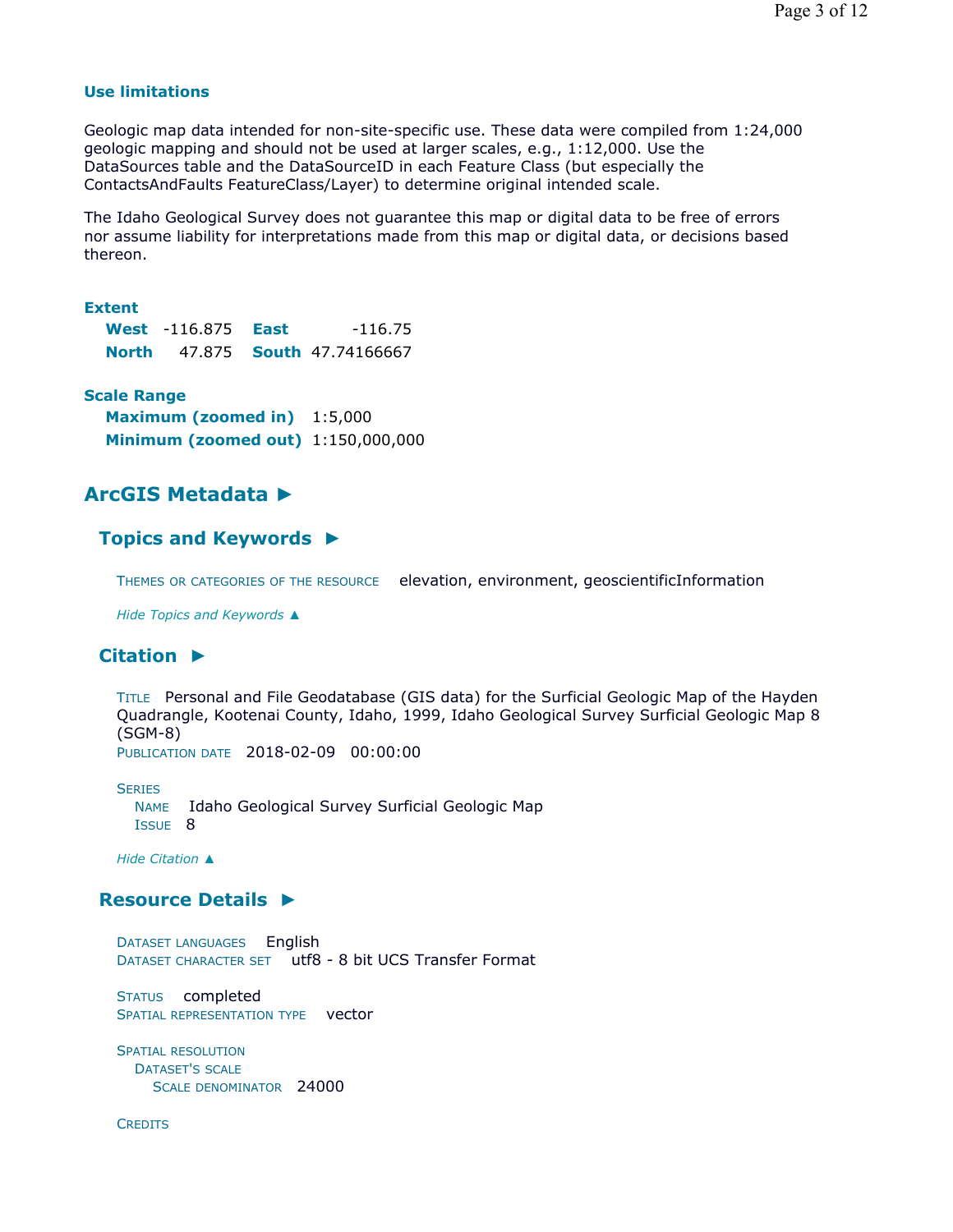### Use limitations

Geologic map data intended for non-site-specific use. These data were compiled from 1:24,000 geologic mapping and should not be used at larger scales, e.g., 1:12,000. Use the DataSources table and the DataSourceID in each Feature Class (but especially the ContactsAndFaults FeatureClass/Layer) to determine original intended scale.

The Idaho Geological Survey does not guarantee this map or digital data to be free of errors nor assume liability for interpretations made from this map or digital data, or decisions based thereon.

### Extent

| | | | |
|---|---|---|---|
| **West** | -116.875 | **East** | -116.75 |
| **North** | 47.875 | **South** | 47.74166667 |

### Scale Range

**Maximum (zoomed in)** 1:5,000
**Minimum (zoomed out)** 1:150,000,000

## ArcGIS Metadata ►

### Topics and Keywords ►

THEMES OR CATEGORIES OF THE RESOURCE elevation, environment, geoscientificInformation

*Hide Topics and Keywords ▲*

### Citation ►

TITLE Personal and File Geodatabase (GIS data) for the Surficial Geologic Map of the Hayden Quadrangle, Kootenai County, Idaho, 1999, Idaho Geological Survey Surficial Geologic Map 8 (SGM-8)
PUBLICATION DATE 2018-02-09 00:00:00

SERIES
NAME Idaho Geological Survey Surficial Geologic Map
ISSUE 8

*Hide Citation ▲*

### Resource Details ►

DATASET LANGUAGES English
DATASET CHARACTER SET utf8 - 8 bit UCS Transfer Format

STATUS completed
SPATIAL REPRESENTATION TYPE vector

SPATIAL RESOLUTION
DATASET'S SCALE
SCALE DENOMINATOR 24000

CREDITS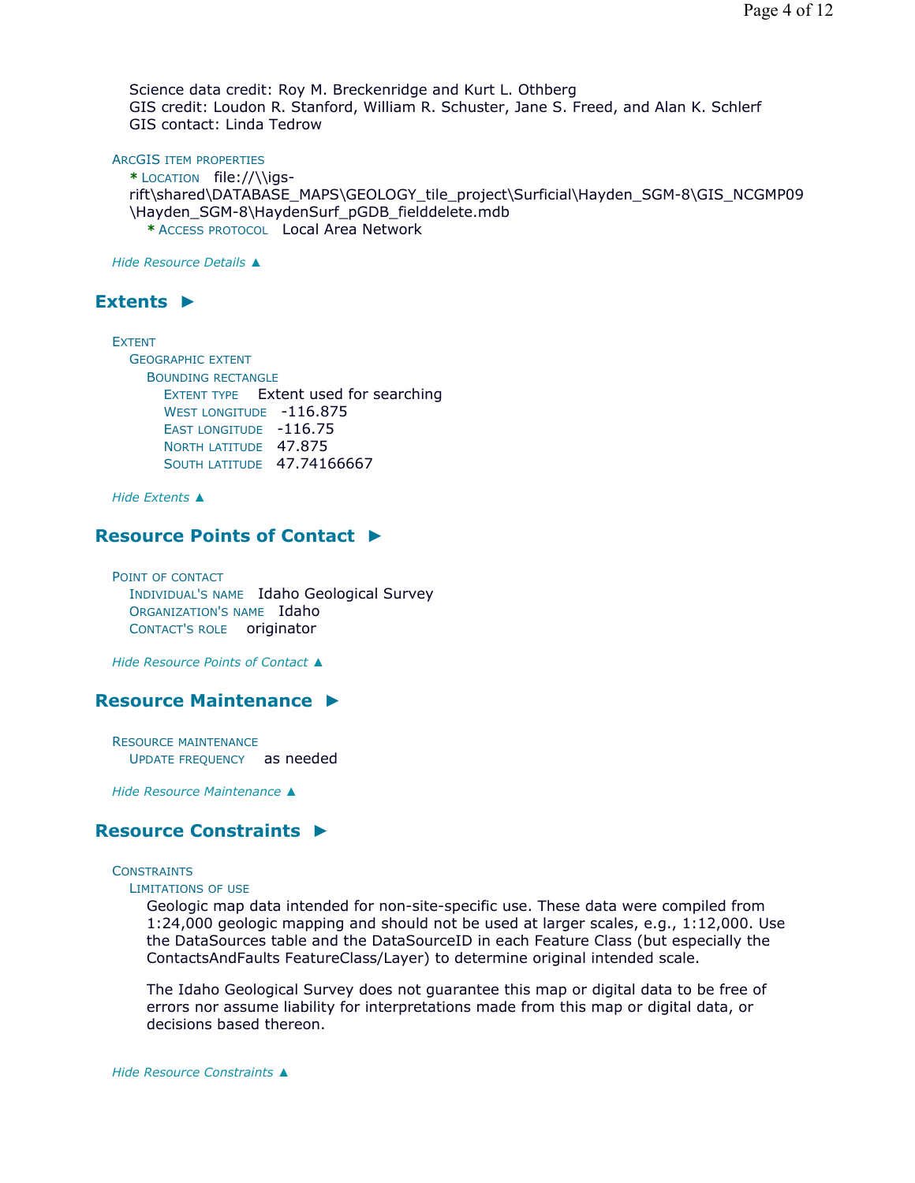Science data credit: Roy M. Breckenridge and Kurt L. Othberg
GIS credit: Loudon R. Stanford, William R. Schuster, Jane S. Freed, and Alan K. Schlerf
GIS contact: Linda Tedrow

ArcGIS item properties
- * Location file://\\igs-rift\shared\DATABASE_MAPS\GEOLOGY_tile_project\Surficial\Hayden_SGM-8\GIS_NCGMP09\Hayden_SGM-8\HaydenSurf_pGDB_fielddelete.mdb
  - * Access protocol Local Area Network

*Hide Resource Details ▲*

## Extents ►

Extent
- Geographic extent
  - Bounding rectangle
    - Extent type Extent used for searching
    - West longitude -116.875
    - East longitude -116.75
    - North latitude 47.875
    - South latitude 47.74166667

*Hide Extents ▲*

## Resource Points of Contact ►

Point of contact
- Individual's name Idaho Geological Survey
- Organization's name Idaho
- Contact's role originator

*Hide Resource Points of Contact ▲*

## Resource Maintenance ►

Resource maintenance
- Update frequency as needed

*Hide Resource Maintenance ▲*

## Resource Constraints ►

Constraints
- Limitations of use

Geologic map data intended for non-site-specific use. These data were compiled from 1:24,000 geologic mapping and should not be used at larger scales, e.g., 1:12,000. Use the DataSources table and the DataSourceID in each Feature Class (but especially the ContactsAndFaults FeatureClass/Layer) to determine original intended scale.

The Idaho Geological Survey does not guarantee this map or digital data to be free of errors nor assume liability for interpretations made from this map or digital data, or decisions based thereon.

*Hide Resource Constraints ▲*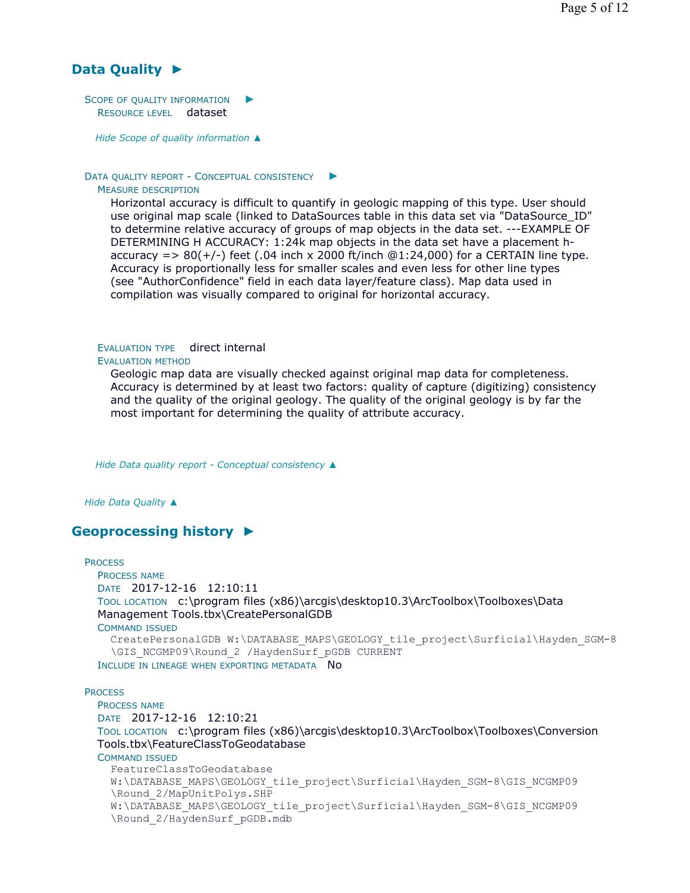## Data Quality ►

SCOPE OF QUALITY INFORMATION ►

RESOURCE LEVEL dataset

*Hide Scope of quality information ▲*

DATA QUALITY REPORT - CONCEPTUAL CONSISTENCY ►

MEASURE DESCRIPTION

Horizontal accuracy is difficult to quantify in geologic mapping of this type. User should use original map scale (linked to DataSources table in this data set via "DataSource_ID" to determine relative accuracy of groups of map objects in the data set. ---EXAMPLE OF DETERMINING H ACCURACY: 1:24k map objects in the data set have a placement h-accuracy => 80(+/-) feet (.04 inch x 2000 ft/inch @1:24,000) for a CERTAIN line type. Accuracy is proportionally less for smaller scales and even less for other line types (see "AuthorConfidence" field in each data layer/feature class). Map data used in compilation was visually compared to original for horizontal accuracy.

EVALUATION TYPE direct internal

EVALUATION METHOD

Geologic map data are visually checked against original map data for completeness. Accuracy is determined by at least two factors: quality of capture (digitizing) consistency and the quality of the original geology. The quality of the original geology is by far the most important for determining the quality of attribute accuracy.

*Hide Data quality report - Conceptual consistency ▲*

*Hide Data Quality ▲*

## Geoprocessing history ►

PROCESS

PROCESS NAME

DATE 2017-12-16 12:10:11

TOOL LOCATION c:\program files (x86)\arcgis\desktop10.3\ArcToolbox\Toolboxes\Data Management Tools.tbx\CreatePersonalGDB

COMMAND ISSUED

```
CreatePersonalGDB W:\DATABASE_MAPS\GEOLOGY_tile_project\Surficial\Hayden_SGM-8
\GIS_NCGMP09\Round_2 /HaydenSurf_pGDB CURRENT
```

INCLUDE IN LINEAGE WHEN EXPORTING METADATA No

PROCESS

PROCESS NAME

DATE 2017-12-16 12:10:21

TOOL LOCATION c:\program files (x86)\arcgis\desktop10.3\ArcToolbox\Toolboxes\Conversion Tools.tbx\FeatureClassToGeodatabase

COMMAND ISSUED

```
FeatureClassToGeodatabase
W:\DATABASE_MAPS\GEOLOGY_tile_project\Surficial\Hayden_SGM-8\GIS_NCGMP09
\Round_2/MapUnitPolys.SHP
W:\DATABASE_MAPS\GEOLOGY_tile_project\Surficial\Hayden_SGM-8\GIS_NCGMP09
\Round_2/HaydenSurf_pGDB.mdb
```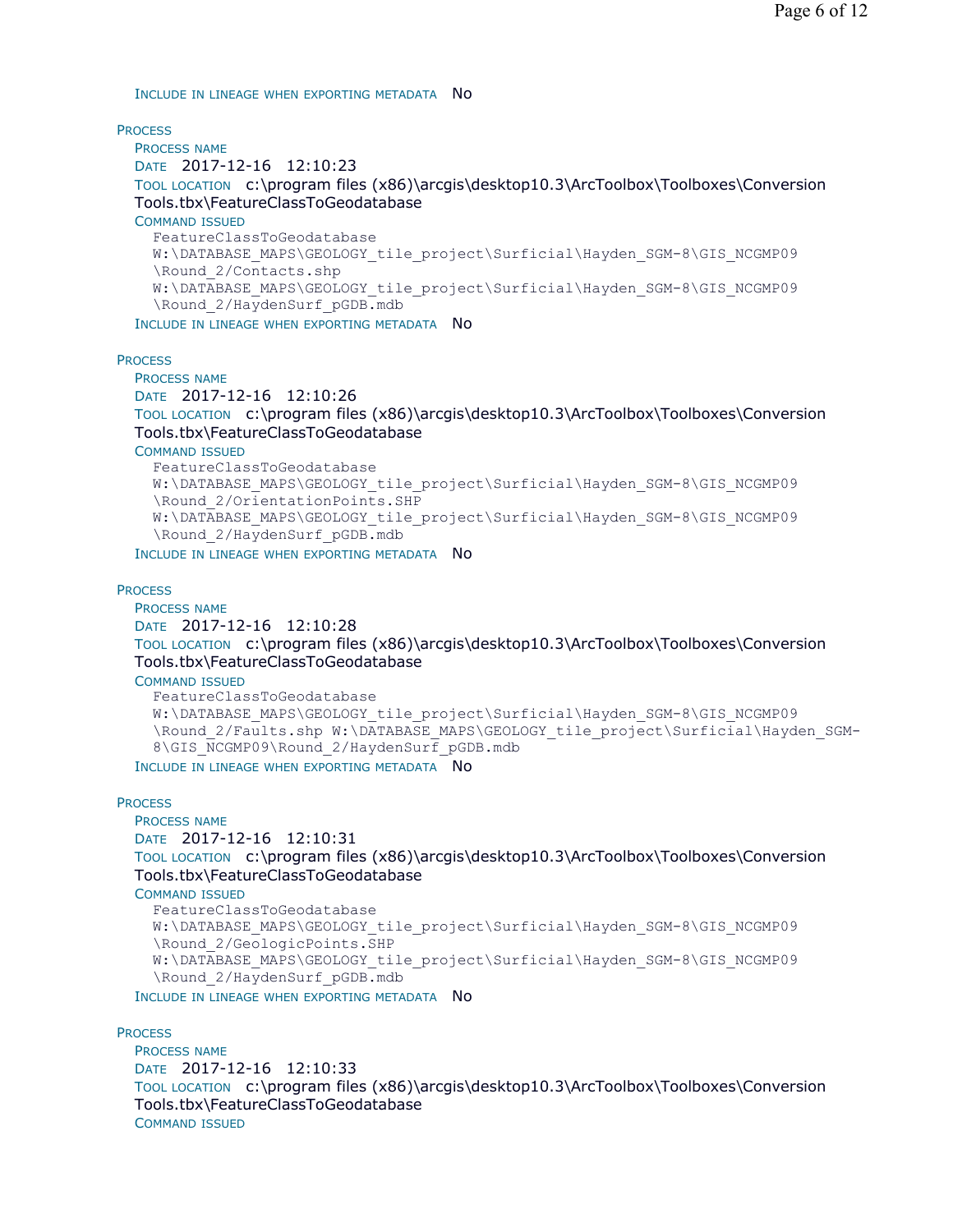Include in lineage when exporting metadata No

Process

Process name

Date 2017-12-16 12:10:23

Tool location c:\program files (x86)\arcgis\desktop10.3\ArcToolbox\Toolboxes\Conversion Tools.tbx\FeatureClassToGeodatabase

Command issued

```
FeatureClassToGeodatabase
W:\DATABASE_MAPS\GEOLOGY_tile_project\Surficial\Hayden_SGM-8\GIS_NCGMP09
\Round_2/Contacts.shp
W:\DATABASE_MAPS\GEOLOGY_tile_project\Surficial\Hayden_SGM-8\GIS_NCGMP09
\Round_2/HaydenSurf_pGDB.mdb
```

Include in lineage when exporting metadata No

Process

Process name

Date 2017-12-16 12:10:26

Tool location c:\program files (x86)\arcgis\desktop10.3\ArcToolbox\Toolboxes\Conversion Tools.tbx\FeatureClassToGeodatabase

Command issued

```
FeatureClassToGeodatabase
W:\DATABASE_MAPS\GEOLOGY_tile_project\Surficial\Hayden_SGM-8\GIS_NCGMP09
\Round_2/OrientationPoints.SHP
W:\DATABASE_MAPS\GEOLOGY_tile_project\Surficial\Hayden_SGM-8\GIS_NCGMP09
\Round_2/HaydenSurf_pGDB.mdb
```

Include in lineage when exporting metadata No

Process

Process name

Date 2017-12-16 12:10:28

Tool location c:\program files (x86)\arcgis\desktop10.3\ArcToolbox\Toolboxes\Conversion Tools.tbx\FeatureClassToGeodatabase

Command issued

```
FeatureClassToGeodatabase
W:\DATABASE_MAPS\GEOLOGY_tile_project\Surficial\Hayden_SGM-8\GIS_NCGMP09
\Round_2/Faults.shp W:\DATABASE_MAPS\GEOLOGY_tile_project\Surficial\Hayden_SGM-
8\GIS_NCGMP09\Round_2/HaydenSurf_pGDB.mdb
```

Include in lineage when exporting metadata No

Process

Process name

Date 2017-12-16 12:10:31

Tool location c:\program files (x86)\arcgis\desktop10.3\ArcToolbox\Toolboxes\Conversion Tools.tbx\FeatureClassToGeodatabase

Command issued

```
FeatureClassToGeodatabase
W:\DATABASE_MAPS\GEOLOGY_tile_project\Surficial\Hayden_SGM-8\GIS_NCGMP09
\Round_2/GeologicPoints.SHP
W:\DATABASE_MAPS\GEOLOGY_tile_project\Surficial\Hayden_SGM-8\GIS_NCGMP09
\Round_2/HaydenSurf_pGDB.mdb
```

Include in lineage when exporting metadata No

Process

Process name

Date 2017-12-16 12:10:33

Tool location c:\program files (x86)\arcgis\desktop10.3\ArcToolbox\Toolboxes\Conversion Tools.tbx\FeatureClassToGeodatabase

Command issued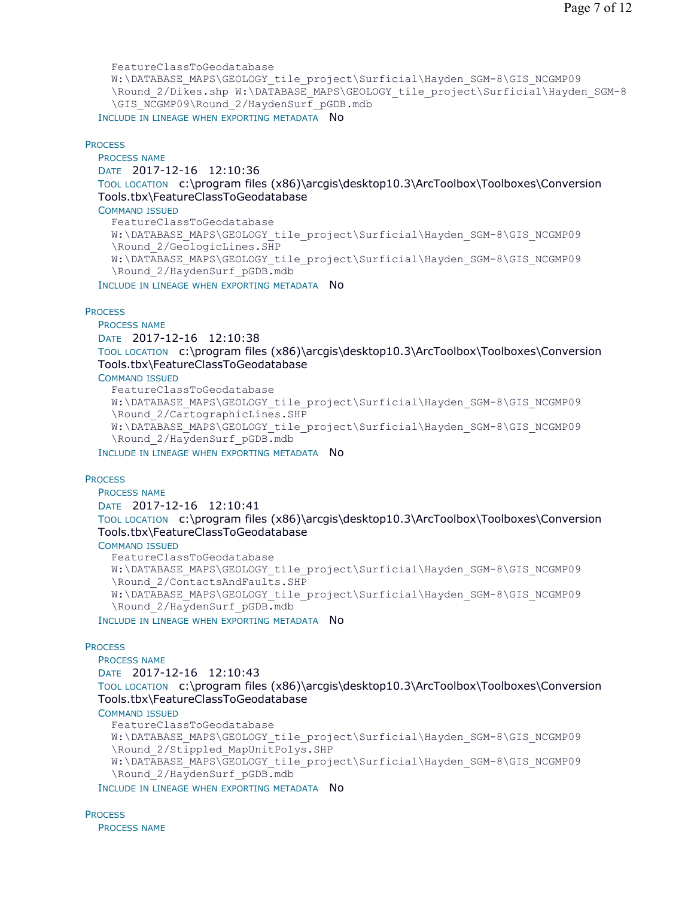```
FeatureClassToGeodatabase
W:\DATABASE_MAPS\GEOLOGY_tile_project\Surficial\Hayden_SGM-8\GIS_NCGMP09
\Round_2/Dikes.shp W:\DATABASE_MAPS\GEOLOGY_tile_project\Surficial\Hayden_SGM-8
\GIS_NCGMP09\Round_2/HaydenSurf_pGDB.mdb
```

INCLUDE IN LINEAGE WHEN EXPORTING METADATA No

PROCESS

PROCESS NAME

DATE 2017-12-16 12:10:36

TOOL LOCATION c:\program files (x86)\arcgis\desktop10.3\ArcToolbox\Toolboxes\Conversion Tools.tbx\FeatureClassToGeodatabase

COMMAND ISSUED

```
FeatureClassToGeodatabase
W:\DATABASE_MAPS\GEOLOGY_tile_project\Surficial\Hayden_SGM-8\GIS_NCGMP09
\Round_2/GeologicLines.SHP
W:\DATABASE_MAPS\GEOLOGY_tile_project\Surficial\Hayden_SGM-8\GIS_NCGMP09
\Round_2/HaydenSurf_pGDB.mdb
```

INCLUDE IN LINEAGE WHEN EXPORTING METADATA No

PROCESS

PROCESS NAME

DATE 2017-12-16 12:10:38

TOOL LOCATION c:\program files (x86)\arcgis\desktop10.3\ArcToolbox\Toolboxes\Conversion Tools.tbx\FeatureClassToGeodatabase

COMMAND ISSUED

```
FeatureClassToGeodatabase
W:\DATABASE_MAPS\GEOLOGY_tile_project\Surficial\Hayden_SGM-8\GIS_NCGMP09
\Round_2/CartographicLines.SHP
W:\DATABASE_MAPS\GEOLOGY_tile_project\Surficial\Hayden_SGM-8\GIS_NCGMP09
\Round_2/HaydenSurf_pGDB.mdb
```

INCLUDE IN LINEAGE WHEN EXPORTING METADATA No

PROCESS

PROCESS NAME

DATE 2017-12-16 12:10:41

TOOL LOCATION c:\program files (x86)\arcgis\desktop10.3\ArcToolbox\Toolboxes\Conversion Tools.tbx\FeatureClassToGeodatabase

COMMAND ISSUED

```
FeatureClassToGeodatabase
W:\DATABASE_MAPS\GEOLOGY_tile_project\Surficial\Hayden_SGM-8\GIS_NCGMP09
\Round_2/ContactsAndFaults.SHP
W:\DATABASE_MAPS\GEOLOGY_tile_project\Surficial\Hayden_SGM-8\GIS_NCGMP09
\Round_2/HaydenSurf_pGDB.mdb
```

INCLUDE IN LINEAGE WHEN EXPORTING METADATA No

PROCESS

PROCESS NAME

DATE 2017-12-16 12:10:43

TOOL LOCATION c:\program files (x86)\arcgis\desktop10.3\ArcToolbox\Toolboxes\Conversion Tools.tbx\FeatureClassToGeodatabase

COMMAND ISSUED

```
FeatureClassToGeodatabase
W:\DATABASE_MAPS\GEOLOGY_tile_project\Surficial\Hayden_SGM-8\GIS_NCGMP09
\Round_2/Stippled_MapUnitPolys.SHP
W:\DATABASE_MAPS\GEOLOGY_tile_project\Surficial\Hayden_SGM-8\GIS_NCGMP09
\Round_2/HaydenSurf_pGDB.mdb
```

INCLUDE IN LINEAGE WHEN EXPORTING METADATA No

PROCESS

PROCESS NAME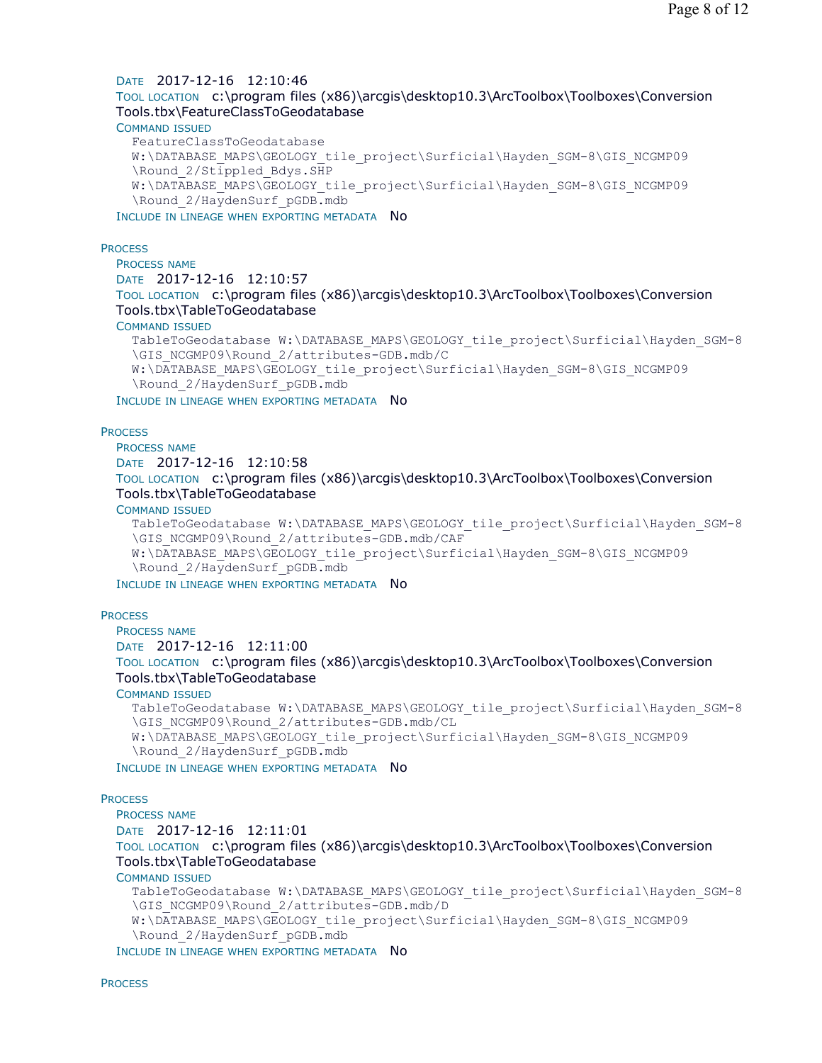DATE 2017-12-16 12:10:46
TOOL LOCATION c:\program files (x86)\arcgis\desktop10.3\ArcToolbox\Toolboxes\Conversion Tools.tbx\FeatureClassToGeodatabase
COMMAND ISSUED

```
FeatureClassToGeodatabase
W:\DATABASE_MAPS\GEOLOGY_tile_project\Surficial\Hayden_SGM-8\GIS_NCGMP09
\Round_2/Stippled_Bdys.SHP
W:\DATABASE_MAPS\GEOLOGY_tile_project\Surficial\Hayden_SGM-8\GIS_NCGMP09
\Round_2/HaydenSurf_pGDB.mdb
```

INCLUDE IN LINEAGE WHEN EXPORTING METADATA No

PROCESS
PROCESS NAME
DATE 2017-12-16 12:10:57
TOOL LOCATION c:\program files (x86)\arcgis\desktop10.3\ArcToolbox\Toolboxes\Conversion Tools.tbx\TableToGeodatabase
COMMAND ISSUED

```
TableToGeodatabase W:\DATABASE_MAPS\GEOLOGY_tile_project\Surficial\Hayden_SGM-8
\GIS_NCGMP09\Round_2/attributes-GDB.mdb/C
W:\DATABASE_MAPS\GEOLOGY_tile_project\Surficial\Hayden_SGM-8\GIS_NCGMP09
\Round_2/HaydenSurf_pGDB.mdb
```

INCLUDE IN LINEAGE WHEN EXPORTING METADATA No

PROCESS
PROCESS NAME
DATE 2017-12-16 12:10:58
TOOL LOCATION c:\program files (x86)\arcgis\desktop10.3\ArcToolbox\Toolboxes\Conversion Tools.tbx\TableToGeodatabase
COMMAND ISSUED

```
TableToGeodatabase W:\DATABASE_MAPS\GEOLOGY_tile_project\Surficial\Hayden_SGM-8
\GIS_NCGMP09\Round_2/attributes-GDB.mdb/CAF
W:\DATABASE_MAPS\GEOLOGY_tile_project\Surficial\Hayden_SGM-8\GIS_NCGMP09
\Round_2/HaydenSurf_pGDB.mdb
```

INCLUDE IN LINEAGE WHEN EXPORTING METADATA No

PROCESS
PROCESS NAME
DATE 2017-12-16 12:11:00
TOOL LOCATION c:\program files (x86)\arcgis\desktop10.3\ArcToolbox\Toolboxes\Conversion Tools.tbx\TableToGeodatabase
COMMAND ISSUED

```
TableToGeodatabase W:\DATABASE_MAPS\GEOLOGY_tile_project\Surficial\Hayden_SGM-8
\GIS_NCGMP09\Round_2/attributes-GDB.mdb/CL
W:\DATABASE_MAPS\GEOLOGY_tile_project\Surficial\Hayden_SGM-8\GIS_NCGMP09
\Round_2/HaydenSurf_pGDB.mdb
```

INCLUDE IN LINEAGE WHEN EXPORTING METADATA No

PROCESS
PROCESS NAME
DATE 2017-12-16 12:11:01
TOOL LOCATION c:\program files (x86)\arcgis\desktop10.3\ArcToolbox\Toolboxes\Conversion Tools.tbx\TableToGeodatabase
COMMAND ISSUED

```
TableToGeodatabase W:\DATABASE_MAPS\GEOLOGY_tile_project\Surficial\Hayden_SGM-8
\GIS_NCGMP09\Round_2/attributes-GDB.mdb/D
W:\DATABASE_MAPS\GEOLOGY_tile_project\Surficial\Hayden_SGM-8\GIS_NCGMP09
\Round_2/HaydenSurf_pGDB.mdb
```

INCLUDE IN LINEAGE WHEN EXPORTING METADATA No

PROCESS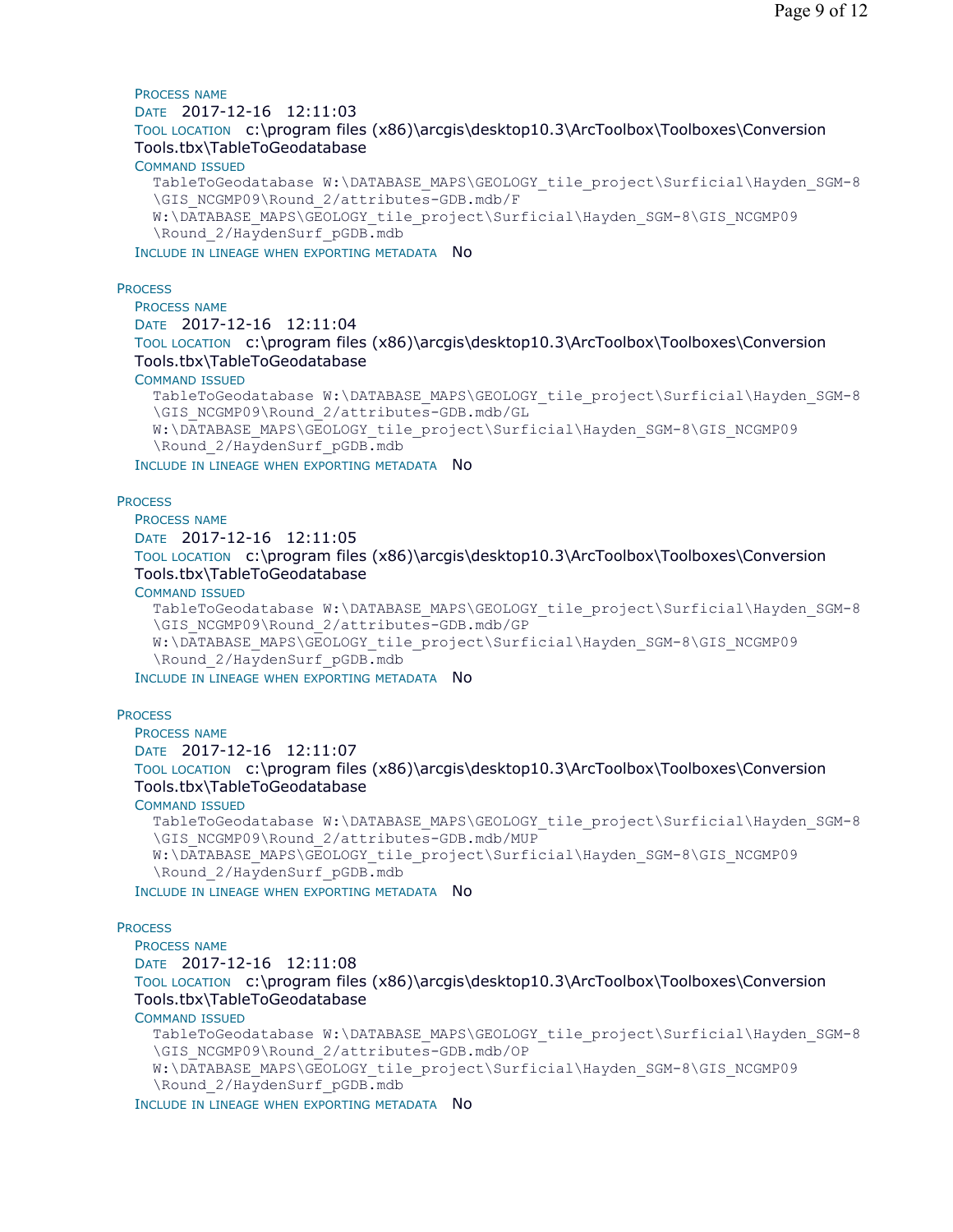PROCESS NAME
DATE 2017-12-16 12:11:03
TOOL LOCATION c:\program files (x86)\arcgis\desktop10.3\ArcToolbox\Toolboxes\Conversion Tools.tbx\TableToGeodatabase
COMMAND ISSUED

```
TableToGeodatabase W:\DATABASE_MAPS\GEOLOGY_tile_project\Surficial\Hayden_SGM-8
\GIS_NCGMP09\Round_2/attributes-GDB.mdb/F
W:\DATABASE_MAPS\GEOLOGY_tile_project\Surficial\Hayden_SGM-8\GIS_NCGMP09
\Round_2/HaydenSurf_pGDB.mdb
```

INCLUDE IN LINEAGE WHEN EXPORTING METADATA No

PROCESS
PROCESS NAME
DATE 2017-12-16 12:11:04
TOOL LOCATION c:\program files (x86)\arcgis\desktop10.3\ArcToolbox\Toolboxes\Conversion Tools.tbx\TableToGeodatabase
COMMAND ISSUED

```
TableToGeodatabase W:\DATABASE_MAPS\GEOLOGY_tile_project\Surficial\Hayden_SGM-8
\GIS_NCGMP09\Round_2/attributes-GDB.mdb/GL
W:\DATABASE_MAPS\GEOLOGY_tile_project\Surficial\Hayden_SGM-8\GIS_NCGMP09
\Round_2/HaydenSurf_pGDB.mdb
```

INCLUDE IN LINEAGE WHEN EXPORTING METADATA No

PROCESS
PROCESS NAME
DATE 2017-12-16 12:11:05
TOOL LOCATION c:\program files (x86)\arcgis\desktop10.3\ArcToolbox\Toolboxes\Conversion Tools.tbx\TableToGeodatabase
COMMAND ISSUED

```
TableToGeodatabase W:\DATABASE_MAPS\GEOLOGY_tile_project\Surficial\Hayden_SGM-8
\GIS_NCGMP09\Round_2/attributes-GDB.mdb/GP
W:\DATABASE_MAPS\GEOLOGY_tile_project\Surficial\Hayden_SGM-8\GIS_NCGMP09
\Round_2/HaydenSurf_pGDB.mdb
```

INCLUDE IN LINEAGE WHEN EXPORTING METADATA No

PROCESS
PROCESS NAME
DATE 2017-12-16 12:11:07
TOOL LOCATION c:\program files (x86)\arcgis\desktop10.3\ArcToolbox\Toolboxes\Conversion Tools.tbx\TableToGeodatabase
COMMAND ISSUED

```
TableToGeodatabase W:\DATABASE_MAPS\GEOLOGY_tile_project\Surficial\Hayden_SGM-8
\GIS_NCGMP09\Round_2/attributes-GDB.mdb/MUP
W:\DATABASE_MAPS\GEOLOGY_tile_project\Surficial\Hayden_SGM-8\GIS_NCGMP09
\Round_2/HaydenSurf_pGDB.mdb
```

INCLUDE IN LINEAGE WHEN EXPORTING METADATA No

PROCESS
PROCESS NAME
DATE 2017-12-16 12:11:08
TOOL LOCATION c:\program files (x86)\arcgis\desktop10.3\ArcToolbox\Toolboxes\Conversion Tools.tbx\TableToGeodatabase
COMMAND ISSUED

```
TableToGeodatabase W:\DATABASE_MAPS\GEOLOGY_tile_project\Surficial\Hayden_SGM-8
\GIS_NCGMP09\Round_2/attributes-GDB.mdb/OP
W:\DATABASE_MAPS\GEOLOGY_tile_project\Surficial\Hayden_SGM-8\GIS_NCGMP09
\Round_2/HaydenSurf_pGDB.mdb
```

INCLUDE IN LINEAGE WHEN EXPORTING METADATA No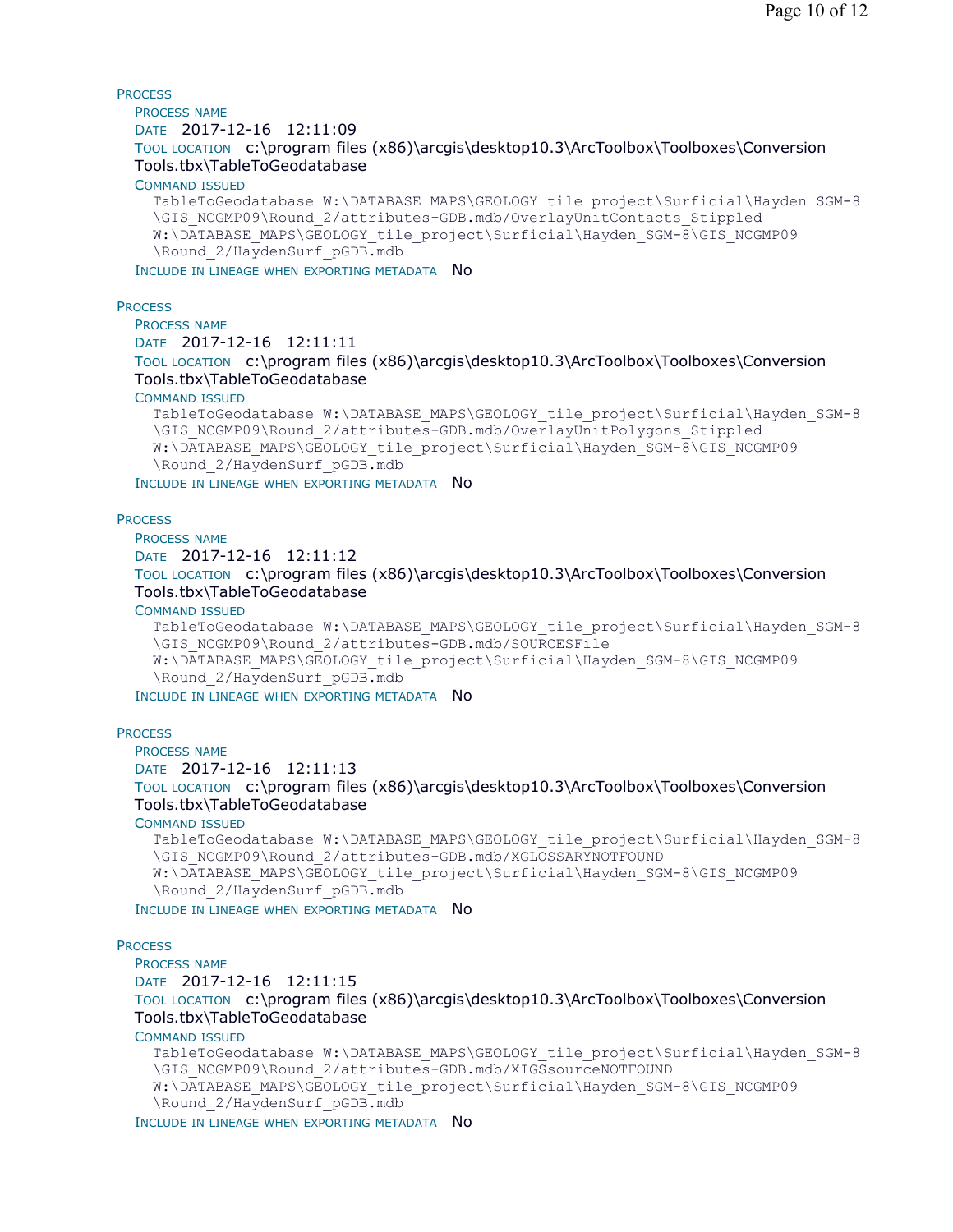PROCESS

PROCESS NAME

DATE 2017-12-16 12:11:09

TOOL LOCATION c:\program files (x86)\arcgis\desktop10.3\ArcToolbox\Toolboxes\Conversion Tools.tbx\TableToGeodatabase

COMMAND ISSUED

```
TableToGeodatabase W:\DATABASE_MAPS\GEOLOGY_tile_project\Surficial\Hayden_SGM-8
\GIS_NCGMP09\Round_2/attributes-GDB.mdb/OverlayUnitContacts_Stippled
W:\DATABASE_MAPS\GEOLOGY_tile_project\Surficial\Hayden_SGM-8\GIS_NCGMP09
\Round_2/HaydenSurf_pGDB.mdb
```

INCLUDE IN LINEAGE WHEN EXPORTING METADATA No

PROCESS

PROCESS NAME

DATE 2017-12-16 12:11:11

TOOL LOCATION c:\program files (x86)\arcgis\desktop10.3\ArcToolbox\Toolboxes\Conversion Tools.tbx\TableToGeodatabase

COMMAND ISSUED

```
TableToGeodatabase W:\DATABASE_MAPS\GEOLOGY_tile_project\Surficial\Hayden_SGM-8
\GIS_NCGMP09\Round_2/attributes-GDB.mdb/OverlayUnitPolygons_Stippled
W:\DATABASE_MAPS\GEOLOGY_tile_project\Surficial\Hayden_SGM-8\GIS_NCGMP09
\Round_2/HaydenSurf_pGDB.mdb
```

INCLUDE IN LINEAGE WHEN EXPORTING METADATA No

PROCESS

PROCESS NAME

DATE 2017-12-16 12:11:12

TOOL LOCATION c:\program files (x86)\arcgis\desktop10.3\ArcToolbox\Toolboxes\Conversion Tools.tbx\TableToGeodatabase

COMMAND ISSUED

```
TableToGeodatabase W:\DATABASE_MAPS\GEOLOGY_tile_project\Surficial\Hayden_SGM-8
\GIS_NCGMP09\Round_2/attributes-GDB.mdb/SOURCESFile
W:\DATABASE_MAPS\GEOLOGY_tile_project\Surficial\Hayden_SGM-8\GIS_NCGMP09
\Round_2/HaydenSurf_pGDB.mdb
```

INCLUDE IN LINEAGE WHEN EXPORTING METADATA No

PROCESS

PROCESS NAME

DATE 2017-12-16 12:11:13

TOOL LOCATION c:\program files (x86)\arcgis\desktop10.3\ArcToolbox\Toolboxes\Conversion Tools.tbx\TableToGeodatabase

COMMAND ISSUED

```
TableToGeodatabase W:\DATABASE_MAPS\GEOLOGY_tile_project\Surficial\Hayden_SGM-8
\GIS_NCGMP09\Round_2/attributes-GDB.mdb/XGLOSSARYNOTFOUND
W:\DATABASE_MAPS\GEOLOGY_tile_project\Surficial\Hayden_SGM-8\GIS_NCGMP09
\Round_2/HaydenSurf_pGDB.mdb
```

INCLUDE IN LINEAGE WHEN EXPORTING METADATA No

PROCESS

PROCESS NAME

DATE 2017-12-16 12:11:15

TOOL LOCATION c:\program files (x86)\arcgis\desktop10.3\ArcToolbox\Toolboxes\Conversion Tools.tbx\TableToGeodatabase

COMMAND ISSUED

```
TableToGeodatabase W:\DATABASE_MAPS\GEOLOGY_tile_project\Surficial\Hayden_SGM-8
\GIS_NCGMP09\Round_2/attributes-GDB.mdb/XIGSsourceNOTFOUND
W:\DATABASE_MAPS\GEOLOGY_tile_project\Surficial\Hayden_SGM-8\GIS_NCGMP09
\Round_2/HaydenSurf_pGDB.mdb
```

INCLUDE IN LINEAGE WHEN EXPORTING METADATA No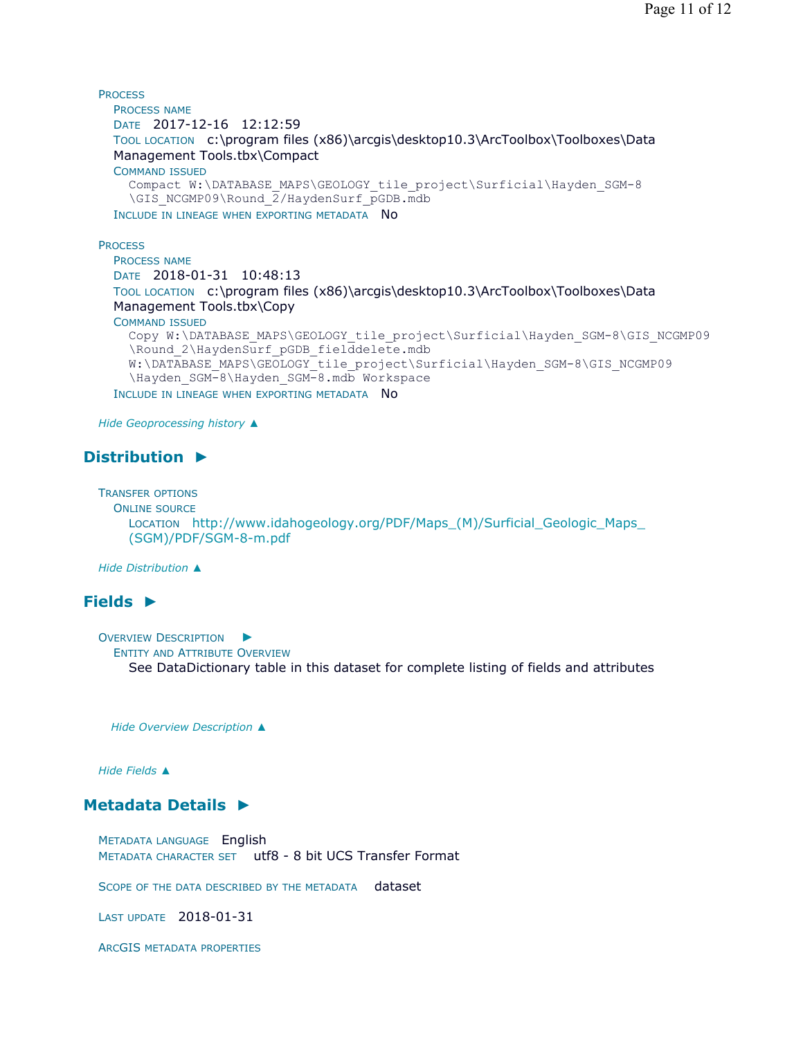PROCESS
PROCESS NAME
DATE 2017-12-16 12:12:59
TOOL LOCATION c:\program files (x86)\arcgis\desktop10.3\ArcToolbox\Toolboxes\Data Management Tools.tbx\Compact
COMMAND ISSUED

```
Compact W:\DATABASE_MAPS\GEOLOGY_tile_project\Surficial\Hayden_SGM-8
\GIS_NCGMP09\Round_2/HaydenSurf_pGDB.mdb
```

INCLUDE IN LINEAGE WHEN EXPORTING METADATA No

PROCESS
PROCESS NAME
DATE 2018-01-31 10:48:13
TOOL LOCATION c:\program files (x86)\arcgis\desktop10.3\ArcToolbox\Toolboxes\Data Management Tools.tbx\Copy
COMMAND ISSUED

```
Copy W:\DATABASE_MAPS\GEOLOGY_tile_project\Surficial\Hayden_SGM-8\GIS_NCGMP09
\Round_2\HaydenSurf_pGDB_fielddelete.mdb
W:\DATABASE_MAPS\GEOLOGY_tile_project\Surficial\Hayden_SGM-8\GIS_NCGMP09
\Hayden_SGM-8\Hayden_SGM-8.mdb Workspace
```

INCLUDE IN LINEAGE WHEN EXPORTING METADATA No

*Hide Geoprocessing history ▲*

## Distribution ►

TRANSFER OPTIONS
ONLINE SOURCE
LOCATION http://www.idahogeology.org/PDF/Maps_(M)/Surficial_Geologic_Maps_(SGM)/PDF/SGM-8-m.pdf

*Hide Distribution ▲*

## Fields ►

OVERVIEW DESCRIPTION ►
ENTITY AND ATTRIBUTE OVERVIEW
See DataDictionary table in this dataset for complete listing of fields and attributes

*Hide Overview Description ▲*

*Hide Fields ▲*

## Metadata Details ►

METADATA LANGUAGE English
METADATA CHARACTER SET utf8 - 8 bit UCS Transfer Format

SCOPE OF THE DATA DESCRIBED BY THE METADATA dataset

LAST UPDATE 2018-01-31

ARCGIS METADATA PROPERTIES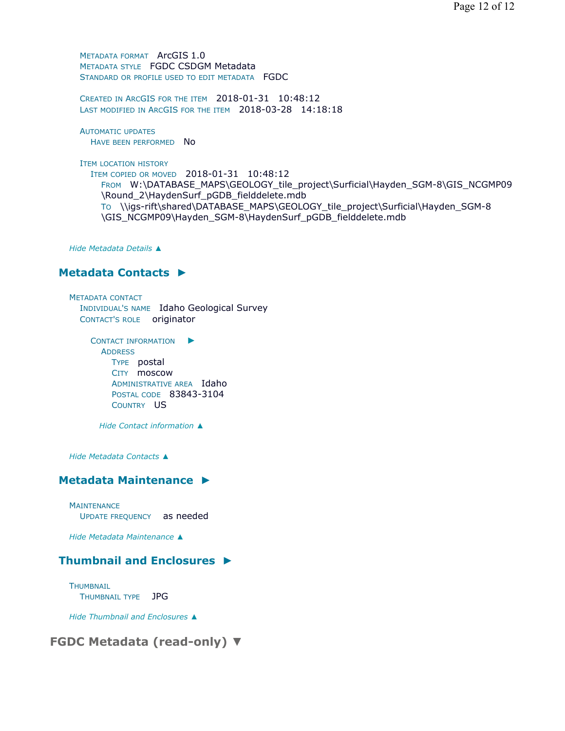METADATA FORMAT ArcGIS 1.0
METADATA STYLE FGDC CSDGM Metadata
STANDARD OR PROFILE USED TO EDIT METADATA FGDC

CREATED IN ARCGIS FOR THE ITEM 2018-01-31 10:48:12
LAST MODIFIED IN ARCGIS FOR THE ITEM 2018-03-28 14:18:18

AUTOMATIC UPDATES
HAVE BEEN PERFORMED No

ITEM LOCATION HISTORY
ITEM COPIED OR MOVED 2018-01-31 10:48:12
FROM W:\DATABASE_MAPS\GEOLOGY_tile_project\Surficial\Hayden_SGM-8\GIS_NCGMP09\Round_2\HaydenSurf_pGDB_fielddelete.mdb
TO \\igs-rift\shared\DATABASE_MAPS\GEOLOGY_tile_project\Surficial\Hayden_SGM-8\GIS_NCGMP09\Hayden_SGM-8\HaydenSurf_pGDB_fielddelete.mdb

*Hide Metadata Details ▲*

## Metadata Contacts ►

METADATA CONTACT
INDIVIDUAL'S NAME Idaho Geological Survey
CONTACT'S ROLE originator

CONTACT INFORMATION ►
ADDRESS
TYPE postal
CITY moscow
ADMINISTRATIVE AREA Idaho
POSTAL CODE 83843-3104
COUNTRY US

*Hide Contact information ▲*

*Hide Metadata Contacts ▲*

## Metadata Maintenance ►

MAINTENANCE
UPDATE FREQUENCY as needed

*Hide Metadata Maintenance ▲*

## Thumbnail and Enclosures ►

THUMBNAIL
THUMBNAIL TYPE JPG

*Hide Thumbnail and Enclosures ▲*

## FGDC Metadata (read-only) ▼